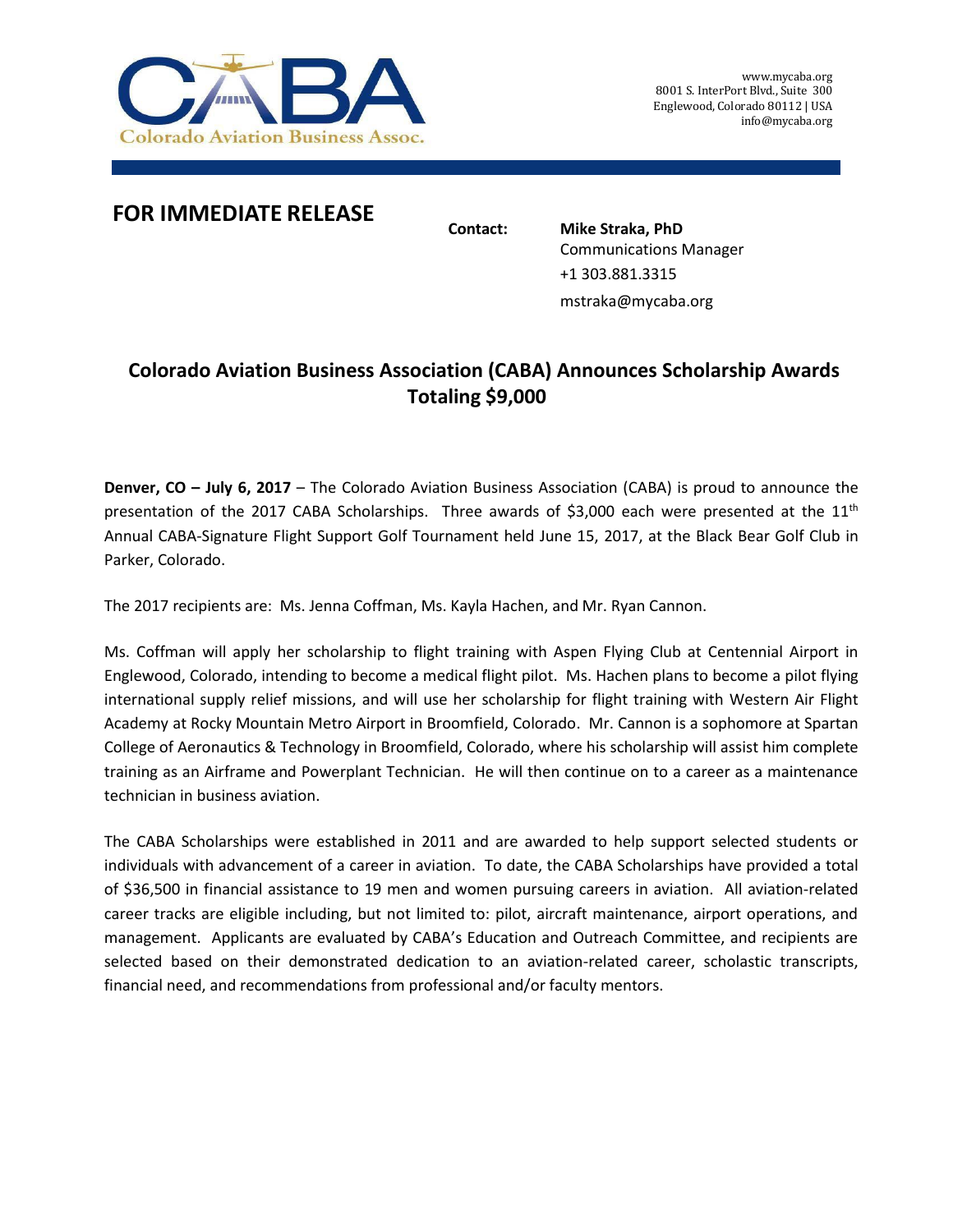Colorado Aviation Business Assoc.

www.mycaba.org
8001 S. InterPort Blvd., Suite 300
Englewood, Colorado 80112 | USA
info@mycaba.org

## FOR IMMEDIATE RELEASE

**Contact:** **Mike Straka, PhD**
Communications Manager
+1 303.881.3315
mstraka@mycaba.org

# Colorado Aviation Business Association (CABA) Announces Scholarship Awards Totaling $9,000

**Denver, CO – July 6, 2017** – The Colorado Aviation Business Association (CABA) is proud to announce the presentation of the 2017 CABA Scholarships. Three awards of $3,000 each were presented at the 11th Annual CABA-Signature Flight Support Golf Tournament held June 15, 2017, at the Black Bear Golf Club in Parker, Colorado.

The 2017 recipients are: Ms. Jenna Coffman, Ms. Kayla Hachen, and Mr. Ryan Cannon.

Ms. Coffman will apply her scholarship to flight training with Aspen Flying Club at Centennial Airport in Englewood, Colorado, intending to become a medical flight pilot. Ms. Hachen plans to become a pilot flying international supply relief missions, and will use her scholarship for flight training with Western Air Flight Academy at Rocky Mountain Metro Airport in Broomfield, Colorado. Mr. Cannon is a sophomore at Spartan College of Aeronautics & Technology in Broomfield, Colorado, where his scholarship will assist him complete training as an Airframe and Powerplant Technician. He will then continue on to a career as a maintenance technician in business aviation.

The CABA Scholarships were established in 2011 and are awarded to help support selected students or individuals with advancement of a career in aviation. To date, the CABA Scholarships have provided a total of $36,500 in financial assistance to 19 men and women pursuing careers in aviation. All aviation-related career tracks are eligible including, but not limited to: pilot, aircraft maintenance, airport operations, and management. Applicants are evaluated by CABA's Education and Outreach Committee, and recipients are selected based on their demonstrated dedication to an aviation-related career, scholastic transcripts, financial need, and recommendations from professional and/or faculty mentors.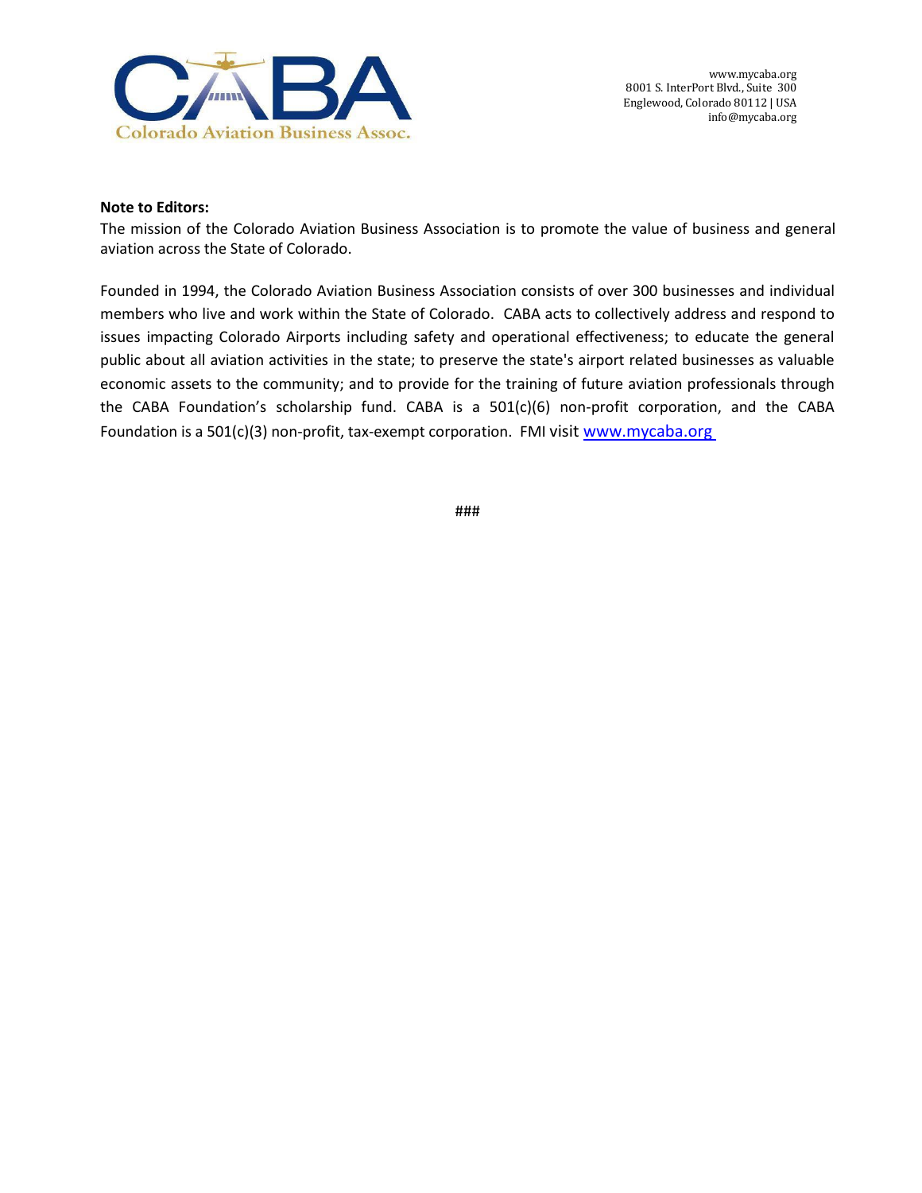Colorado Aviation Business Assoc.

www.mycaba.org
8001 S. InterPort Blvd., Suite 300
Englewood, Colorado 80112 | USA
info@mycaba.org

**Note to Editors:**

The mission of the Colorado Aviation Business Association is to promote the value of business and general aviation across the State of Colorado.

Founded in 1994, the Colorado Aviation Business Association consists of over 300 businesses and individual members who live and work within the State of Colorado. CABA acts to collectively address and respond to issues impacting Colorado Airports including safety and operational effectiveness; to educate the general public about all aviation activities in the state; to preserve the state's airport related businesses as valuable economic assets to the community; and to provide for the training of future aviation professionals through the CABA Foundation's scholarship fund. CABA is a 501(c)(6) non-profit corporation, and the CABA Foundation is a 501(c)(3) non-profit, tax-exempt corporation. FMI visit www.mycaba.org

###